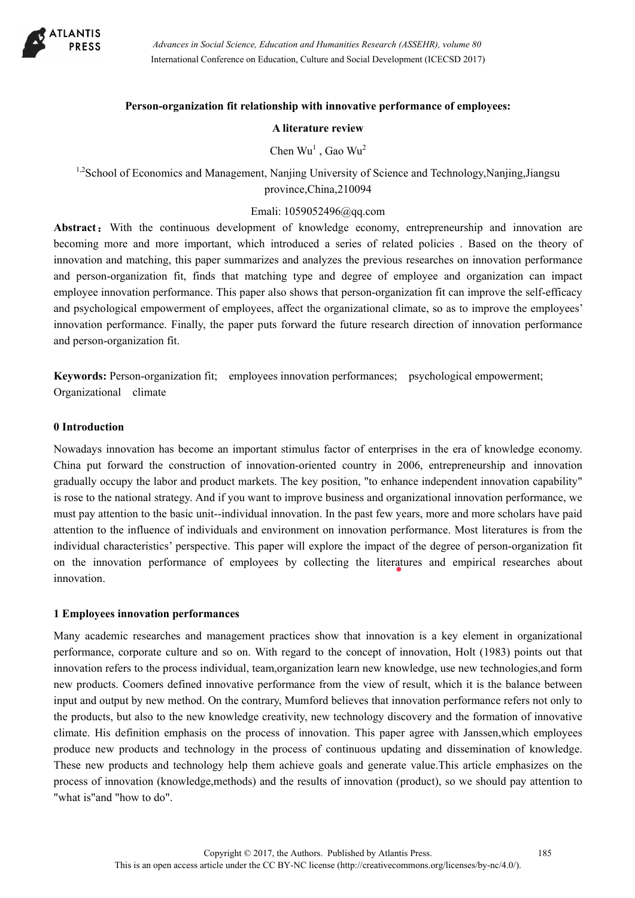# Person-organization fit relationship with innovative performance of employees: A literature review

Chen Wu[1] , Gao Wu[2]

[1,2]School of Economics and Management, Nanjing University of Science and Technology,Nanjing,Jiangsu province,China,210094

Emali: 1059052496@qq.com

**Abstract**：With the continuous development of knowledge economy, entrepreneurship and innovation are becoming more and more important, which introduced a series of related policies . Based on the theory of innovation and matching, this paper summarizes and analyzes the previous researches on innovation performance and person-organization fit, finds that matching type and degree of employee and organization can impact employee innovation performance. This paper also shows that person-organization fit can improve the self-efficacy and psychological empowerment of employees, affect the organizational climate, so as to improve the employees' innovation performance. Finally, the paper puts forward the future research direction of innovation performance and person-organization fit.

**Keywords:** Person-organization fit; employees innovation performances; psychological empowerment; Organizational climate

## 0 Introduction

Nowadays innovation has become an important stimulus factor of enterprises in the era of knowledge economy. China put forward the construction of innovation-oriented country in 2006, entrepreneurship and innovation gradually occupy the labor and product markets. The key position, "to enhance independent innovation capability" is rose to the national strategy. And if you want to improve business and organizational innovation performance, we must pay attention to the basic unit--individual innovation. In the past few years, more and more scholars have paid attention to the influence of individuals and environment on innovation performance. Most literatures is from the individual characteristics' perspective. This paper will explore the impact of the degree of person-organization fit on the innovation performance of employees by collecting the literatures and empirical researches about innovation.

## 1 Employees innovation performances

Many academic researches and management practices show that innovation is a key element in organizational performance, corporate culture and so on. With regard to the concept of innovation, Holt (1983) points out that innovation refers to the process individual, team,organization learn new knowledge, use new technologies,and form new products. Coomers defined innovative performance from the view of result, which it is the balance between input and output by new method. On the contrary, Mumford believes that innovation performance refers not only to the products, but also to the new knowledge creativity, new technology discovery and the formation of innovative climate. His definition emphasis on the process of innovation. This paper agree with Janssen,which employees produce new products and technology in the process of continuous updating and dissemination of knowledge. These new products and technology help them achieve goals and generate value.This article emphasizes on the process of innovation (knowledge,methods) and the results of innovation (product), so we should pay attention to "what is"and "how to do".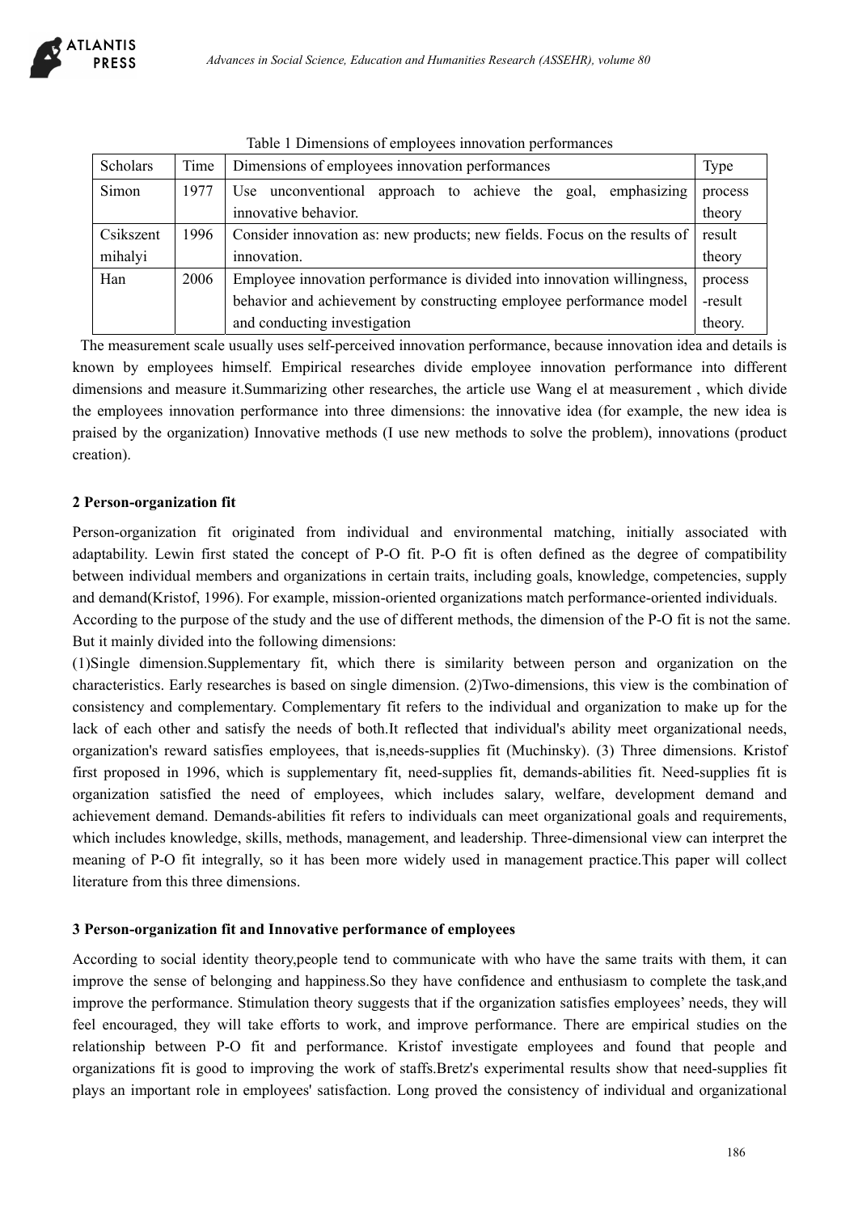Table 1 Dimensions of employees innovation performances

| Scholars | Time | Dimensions of employees innovation performances | Type |
| --- | --- | --- | --- |
| Simon | 1977 | Use unconventional approach to achieve the goal, emphasizing innovative behavior. | process theory |
| Csikszent mihalyi | 1996 | Consider innovation as: new products; new fields. Focus on the results of innovation. | result theory |
| Han | 2006 | Employee innovation performance is divided into innovation willingness, behavior and achievement by constructing employee performance model and conducting investigation | process -result theory. |

The measurement scale usually uses self-perceived innovation performance, because innovation idea and details is known by employees himself. Empirical researches divide employee innovation performance into different dimensions and measure it.Summarizing other researches, the article use Wang el at measurement , which divide the employees innovation performance into three dimensions: the innovative idea (for example, the new idea is praised by the organization) Innovative methods (I use new methods to solve the problem), innovations (product creation).

## 2 Person-organization fit

Person-organization fit originated from individual and environmental matching, initially associated with adaptability. Lewin first stated the concept of P-O fit. P-O fit is often defined as the degree of compatibility between individual members and organizations in certain traits, including goals, knowledge, competencies, supply and demand(Kristof, 1996). For example, mission-oriented organizations match performance-oriented individuals.

According to the purpose of the study and the use of different methods, the dimension of the P-O fit is not the same. But it mainly divided into the following dimensions:

(1)Single dimension.Supplementary fit, which there is similarity between person and organization on the characteristics. Early researches is based on single dimension. (2)Two-dimensions, this view is the combination of consistency and complementary. Complementary fit refers to the individual and organization to make up for the lack of each other and satisfy the needs of both.It reflected that individual's ability meet organizational needs, organization's reward satisfies employees, that is,needs-supplies fit (Muchinsky). (3) Three dimensions. Kristof first proposed in 1996, which is supplementary fit, need-supplies fit, demands-abilities fit. Need-supplies fit is organization satisfied the need of employees, which includes salary, welfare, development demand and achievement demand. Demands-abilities fit refers to individuals can meet organizational goals and requirements, which includes knowledge, skills, methods, management, and leadership. Three-dimensional view can interpret the meaning of P-O fit integrally, so it has been more widely used in management practice.This paper will collect literature from this three dimensions.

## 3 Person-organization fit and Innovative performance of employees

According to social identity theory,people tend to communicate with who have the same traits with them, it can improve the sense of belonging and happiness.So they have confidence and enthusiasm to complete the task,and improve the performance. Stimulation theory suggests that if the organization satisfies employees' needs, they will feel encouraged, they will take efforts to work, and improve performance. There are empirical studies on the relationship between P-O fit and performance. Kristof investigate employees and found that people and organizations fit is good to improving the work of staffs.Bretz's experimental results show that need-supplies fit plays an important role in employees' satisfaction. Long proved the consistency of individual and organizational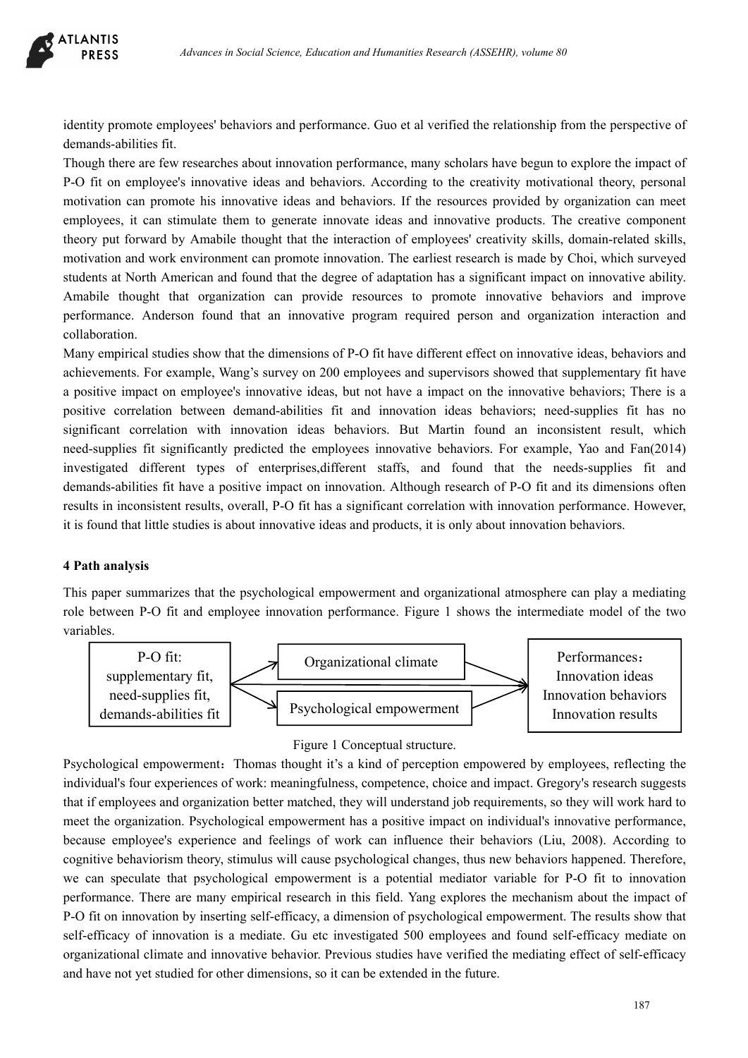identity promote employees' behaviors and performance. Guo et al verified the relationship from the perspective of demands-abilities fit.

Though there are few researches about innovation performance, many scholars have begun to explore the impact of P-O fit on employee's innovative ideas and behaviors. According to the creativity motivational theory, personal motivation can promote his innovative ideas and behaviors. If the resources provided by organization can meet employees, it can stimulate them to generate innovate ideas and innovative products. The creative component theory put forward by Amabile thought that the interaction of employees' creativity skills, domain-related skills, motivation and work environment can promote innovation. The earliest research is made by Choi, which surveyed students at North American and found that the degree of adaptation has a significant impact on innovative ability. Amabile thought that organization can provide resources to promote innovative behaviors and improve performance. Anderson found that an innovative program required person and organization interaction and collaboration.

Many empirical studies show that the dimensions of P-O fit have different effect on innovative ideas, behaviors and achievements. For example, Wang's survey on 200 employees and supervisors showed that supplementary fit have a positive impact on employee's innovative ideas, but not have a impact on the innovative behaviors; There is a positive correlation between demand-abilities fit and innovation ideas behaviors; need-supplies fit has no significant correlation with innovation ideas behaviors. But Martin found an inconsistent result, which need-supplies fit significantly predicted the employees innovative behaviors. For example, Yao and Fan(2014) investigated different types of enterprises,different staffs, and found that the needs-supplies fit and demands-abilities fit have a positive impact on innovation. Although research of P-O fit and its dimensions often results in inconsistent results, overall, P-O fit has a significant correlation with innovation performance. However, it is found that little studies is about innovative ideas and products, it is only about innovation behaviors.

## 4 Path analysis

This paper summarizes that the psychological empowerment and organizational atmosphere can play a mediating role between P-O fit and employee innovation performance. Figure 1 shows the intermediate model of the two variables.

P-O fit: supplementary fit, need-supplies fit, demands-abilities fit → Organizational climate / Psychological empowerment → Performances：Innovation ideas, Innovation behaviors, Innovation results

Figure 1 Conceptual structure.

Psychological empowerment：Thomas thought it's a kind of perception empowered by employees, reflecting the individual's four experiences of work: meaningfulness, competence, choice and impact. Gregory's research suggests that if employees and organization better matched, they will understand job requirements, so they will work hard to meet the organization. Psychological empowerment has a positive impact on individual's innovative performance, because employee's experience and feelings of work can influence their behaviors (Liu, 2008). According to cognitive behaviorism theory, stimulus will cause psychological changes, thus new behaviors happened. Therefore, we can speculate that psychological empowerment is a potential mediator variable for P-O fit to innovation performance. There are many empirical research in this field. Yang explores the mechanism about the impact of P-O fit on innovation by inserting self-efficacy, a dimension of psychological empowerment. The results show that self-efficacy of innovation is a mediate. Gu etc investigated 500 employees and found self-efficacy mediate on organizational climate and innovative behavior. Previous studies have verified the mediating effect of self-efficacy and have not yet studied for other dimensions, so it can be extended in the future.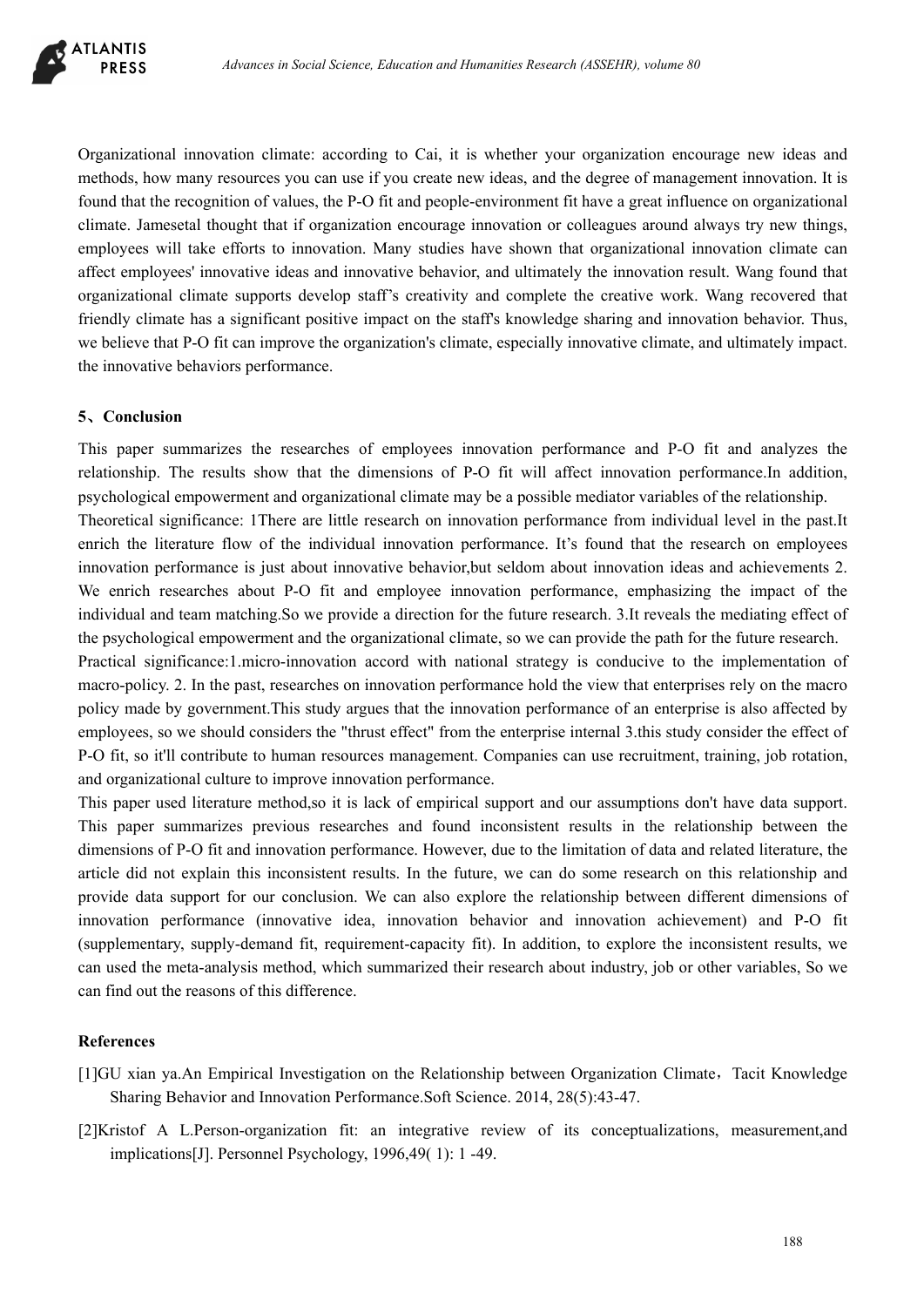Organizational innovation climate: according to Cai, it is whether your organization encourage new ideas and methods, how many resources you can use if you create new ideas, and the degree of management innovation. It is found that the recognition of values, the P-O fit and people-environment fit have a great influence on organizational climate. Jamesetal thought that if organization encourage innovation or colleagues around always try new things, employees will take efforts to innovation. Many studies have shown that organizational innovation climate can affect employees' innovative ideas and innovative behavior, and ultimately the innovation result. Wang found that organizational climate supports develop staff's creativity and complete the creative work. Wang recovered that friendly climate has a significant positive impact on the staff's knowledge sharing and innovation behavior. Thus, we believe that P-O fit can improve the organization's climate, especially innovative climate, and ultimately impact. the innovative behaviors performance.

## 5、Conclusion

This paper summarizes the researches of employees innovation performance and P-O fit and analyzes the relationship. The results show that the dimensions of P-O fit will affect innovation performance.In addition, psychological empowerment and organizational climate may be a possible mediator variables of the relationship.

Theoretical significance: 1There are little research on innovation performance from individual level in the past.It enrich the literature flow of the individual innovation performance. It's found that the research on employees innovation performance is just about innovative behavior,but seldom about innovation ideas and achievements 2. We enrich researches about P-O fit and employee innovation performance, emphasizing the impact of the individual and team matching.So we provide a direction for the future research. 3.It reveals the mediating effect of the psychological empowerment and the organizational climate, so we can provide the path for the future research.

Practical significance:1.micro-innovation accord with national strategy is conducive to the implementation of macro-policy. 2. In the past, researches on innovation performance hold the view that enterprises rely on the macro policy made by government.This study argues that the innovation performance of an enterprise is also affected by employees, so we should considers the "thrust effect" from the enterprise internal 3.this study consider the effect of P-O fit, so it'll contribute to human resources management. Companies can use recruitment, training, job rotation, and organizational culture to improve innovation performance.

This paper used literature method,so it is lack of empirical support and our assumptions don't have data support. This paper summarizes previous researches and found inconsistent results in the relationship between the dimensions of P-O fit and innovation performance. However, due to the limitation of data and related literature, the article did not explain this inconsistent results. In the future, we can do some research on this relationship and provide data support for our conclusion. We can also explore the relationship between different dimensions of innovation performance (innovative idea, innovation behavior and innovation achievement) and P-O fit (supplementary, supply-demand fit, requirement-capacity fit). In addition, to explore the inconsistent results, we can used the meta-analysis method, which summarized their research about industry, job or other variables, So we can find out the reasons of this difference.

## References

[1]GU xian ya.An Empirical Investigation on the Relationship between Organization Climate，Tacit Knowledge Sharing Behavior and Innovation Performance.Soft Science. 2014, 28(5):43-47.

[2]Kristof A L.Person-organization fit: an integrative review of its conceptualizations, measurement,and implications[J]. Personnel Psychology, 1996,49( 1): 1 -49.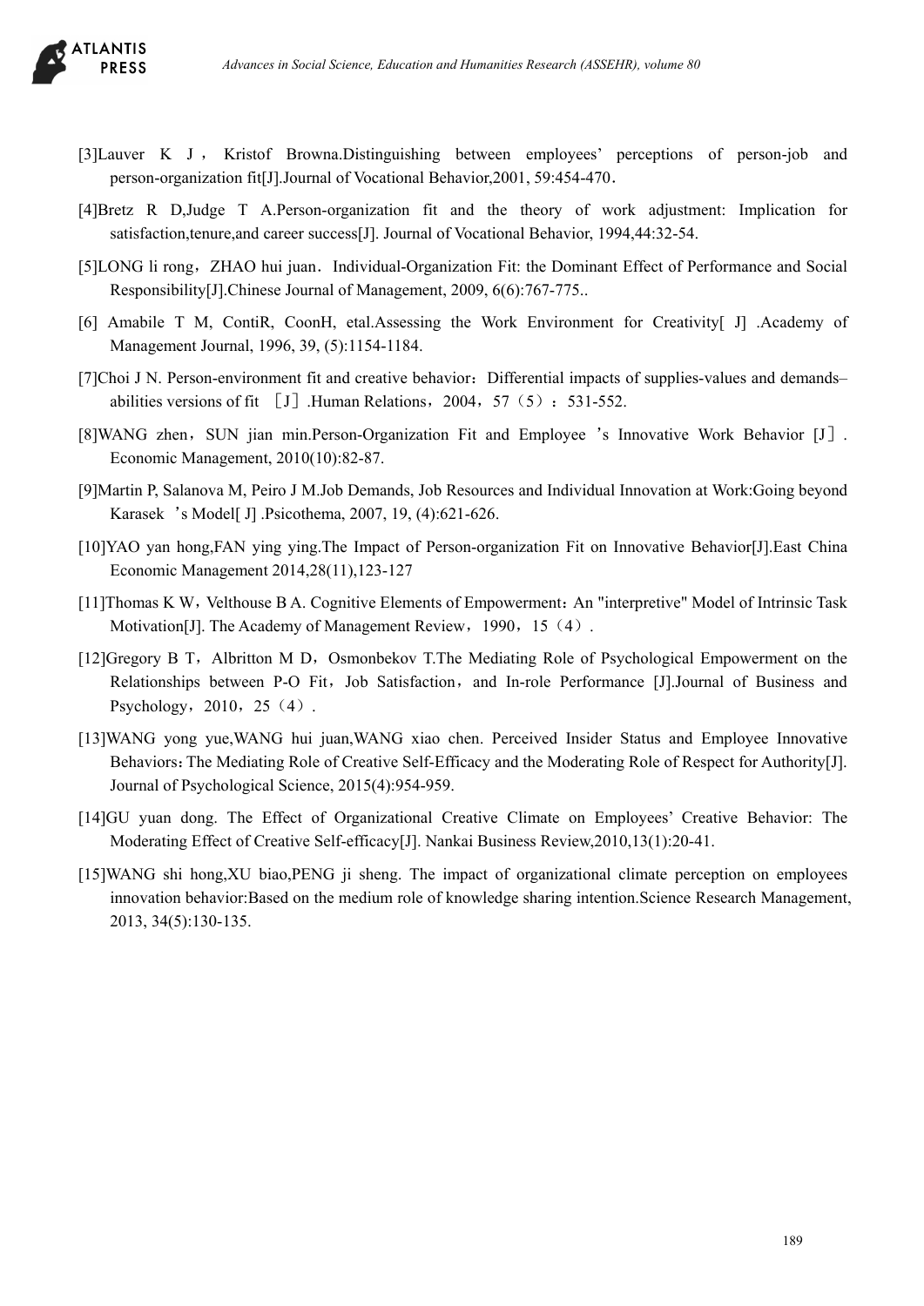[3]Lauver K J，Kristof Browna.Distinguishing between employees' perceptions of person-job and person-organization fit[J].Journal of Vocational Behavior,2001, 59:454-470.

[4]Bretz R D,Judge T A.Person-organization fit and the theory of work adjustment: Implication for satisfaction,tenure,and career success[J]. Journal of Vocational Behavior, 1994,44:32-54.

[5]LONG li rong，ZHAO hui juan．Individual-Organization Fit: the Dominant Effect of Performance and Social Responsibility[J].Chinese Journal of Management, 2009, 6(6):767-775..

[6] Amabile T M, ContiR, CoonH, etal.Assessing the Work Environment for Creativity[ J] .Academy of Management Journal, 1996, 39, (5):1154-1184.

[7]Choi J N. Person-environment fit and creative behavior：Differential impacts of supplies-values and demands–abilities versions of fit ［J］.Human Relations，2004，57（5）：531-552.

[8]WANG zhen，SUN jian min.Person-Organization Fit and Employee 's Innovative Work Behavior [J]. Economic Management, 2010(10):82-87.

[9]Martin P, Salanova M, Peiro J M.Job Demands, Job Resources and Individual Innovation at Work:Going beyond Karasek 's Model[ J] .Psicothema, 2007, 19, (4):621-626.

[10]YAO yan hong,FAN ying ying.The Impact of Person-organization Fit on Innovative Behavior[J].East China Economic Management 2014,28(11),123-127

[11]Thomas K W，Velthouse B A. Cognitive Elements of Empowerment：An "interpretive" Model of Intrinsic Task Motivation[J]. The Academy of Management Review，1990，15（4）.

[12]Gregory B T，Albritton M D，Osmonbekov T.The Mediating Role of Psychological Empowerment on the Relationships between P-O Fit，Job Satisfaction，and In-role Performance [J].Journal of Business and Psychology，2010，25（4）.

[13]WANG yong yue,WANG hui juan,WANG xiao chen. Perceived Insider Status and Employee Innovative Behaviors：The Mediating Role of Creative Self-Efficacy and the Moderating Role of Respect for Authority[J]. Journal of Psychological Science, 2015(4):954-959.

[14]GU yuan dong. The Effect of Organizational Creative Climate on Employees' Creative Behavior: The Moderating Effect of Creative Self-efficacy[J]. Nankai Business Review,2010,13(1):20-41.

[15]WANG shi hong,XU biao,PENG ji sheng. The impact of organizational climate perception on employees innovation behavior:Based on the medium role of knowledge sharing intention.Science Research Management, 2013, 34(5):130-135.